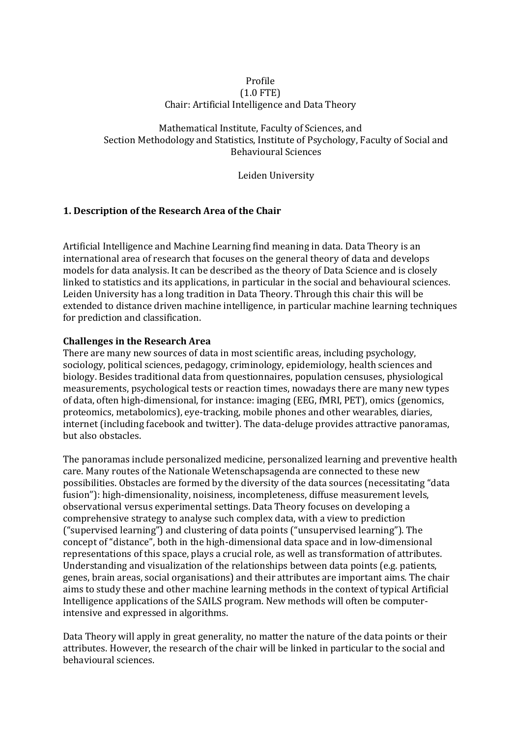Profile
(1.0 FTE)
Chair: Artificial Intelligence and Data Theory

Mathematical Institute, Faculty of Sciences, and
Section Methodology and Statistics, Institute of Psychology, Faculty of Social and Behavioural Sciences

Leiden University

## 1. Description of the Research Area of the Chair

Artificial Intelligence and Machine Learning find meaning in data. Data Theory is an international area of research that focuses on the general theory of data and develops models for data analysis. It can be described as the theory of Data Science and is closely linked to statistics and its applications, in particular in the social and behavioural sciences. Leiden University has a long tradition in Data Theory. Through this chair this will be extended to distance driven machine intelligence, in particular machine learning techniques for prediction and classification.

### Challenges in the Research Area

There are many new sources of data in most scientific areas, including psychology, sociology, political sciences, pedagogy, criminology, epidemiology, health sciences and biology. Besides traditional data from questionnaires, population censuses, physiological measurements, psychological tests or reaction times, nowadays there are many new types of data, often high-dimensional, for instance: imaging (EEG, fMRI, PET), omics (genomics, proteomics, metabolomics), eye-tracking, mobile phones and other wearables, diaries, internet (including facebook and twitter). The data-deluge provides attractive panoramas, but also obstacles.

The panoramas include personalized medicine, personalized learning and preventive health care. Many routes of the Nationale Wetenschapsagenda are connected to these new possibilities. Obstacles are formed by the diversity of the data sources (necessitating "data fusion"): high-dimensionality, noisiness, incompleteness, diffuse measurement levels, observational versus experimental settings. Data Theory focuses on developing a comprehensive strategy to analyse such complex data, with a view to prediction ("supervised learning") and clustering of data points ("unsupervised learning"). The concept of "distance", both in the high-dimensional data space and in low-dimensional representations of this space, plays a crucial role, as well as transformation of attributes. Understanding and visualization of the relationships between data points (e.g. patients, genes, brain areas, social organisations) and their attributes are important aims. The chair aims to study these and other machine learning methods in the context of typical Artificial Intelligence applications of the SAILS program. New methods will often be computer-intensive and expressed in algorithms.

Data Theory will apply in great generality, no matter the nature of the data points or their attributes. However, the research of the chair will be linked in particular to the social and behavioural sciences.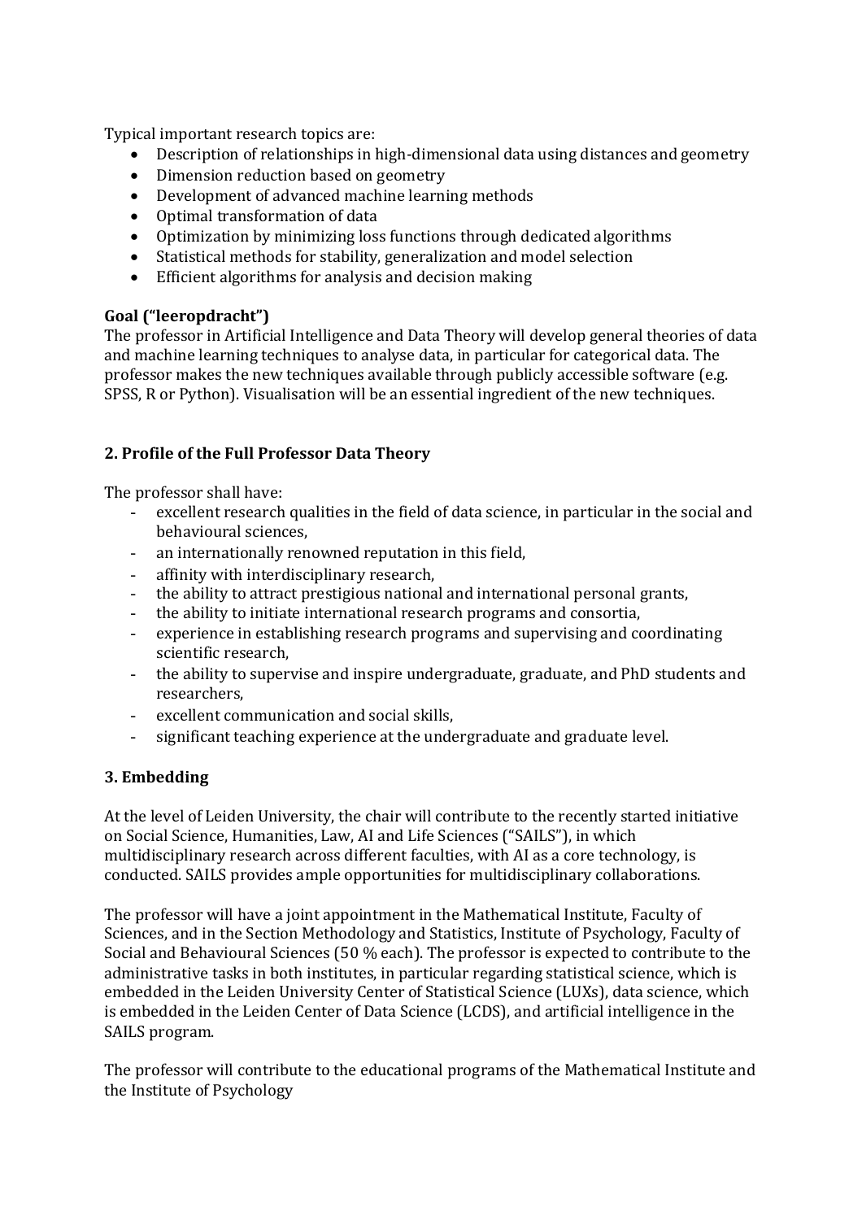Typical important research topics are:

- Description of relationships in high-dimensional data using distances and geometry
- Dimension reduction based on geometry
- Development of advanced machine learning methods
- Optimal transformation of data
- Optimization by minimizing loss functions through dedicated algorithms
- Statistical methods for stability, generalization and model selection
- Efficient algorithms for analysis and decision making

**Goal ("leeropdracht")**

The professor in Artificial Intelligence and Data Theory will develop general theories of data and machine learning techniques to analyse data, in particular for categorical data. The professor makes the new techniques available through publicly accessible software (e.g. SPSS, R or Python). Visualisation will be an essential ingredient of the new techniques.

## 2. Profile of the Full Professor Data Theory

The professor shall have:

- excellent research qualities in the field of data science, in particular in the social and behavioural sciences,
- an internationally renowned reputation in this field,
- affinity with interdisciplinary research,
- the ability to attract prestigious national and international personal grants,
- the ability to initiate international research programs and consortia,
- experience in establishing research programs and supervising and coordinating scientific research,
- the ability to supervise and inspire undergraduate, graduate, and PhD students and researchers,
- excellent communication and social skills,
- significant teaching experience at the undergraduate and graduate level.

## 3. Embedding

At the level of Leiden University, the chair will contribute to the recently started initiative on Social Science, Humanities, Law, AI and Life Sciences ("SAILS"), in which multidisciplinary research across different faculties, with AI as a core technology, is conducted. SAILS provides ample opportunities for multidisciplinary collaborations.

The professor will have a joint appointment in the Mathematical Institute, Faculty of Sciences, and in the Section Methodology and Statistics, Institute of Psychology, Faculty of Social and Behavioural Sciences (50 % each). The professor is expected to contribute to the administrative tasks in both institutes, in particular regarding statistical science, which is embedded in the Leiden University Center of Statistical Science (LUXs), data science, which is embedded in the Leiden Center of Data Science (LCDS), and artificial intelligence in the SAILS program.

The professor will contribute to the educational programs of the Mathematical Institute and the Institute of Psychology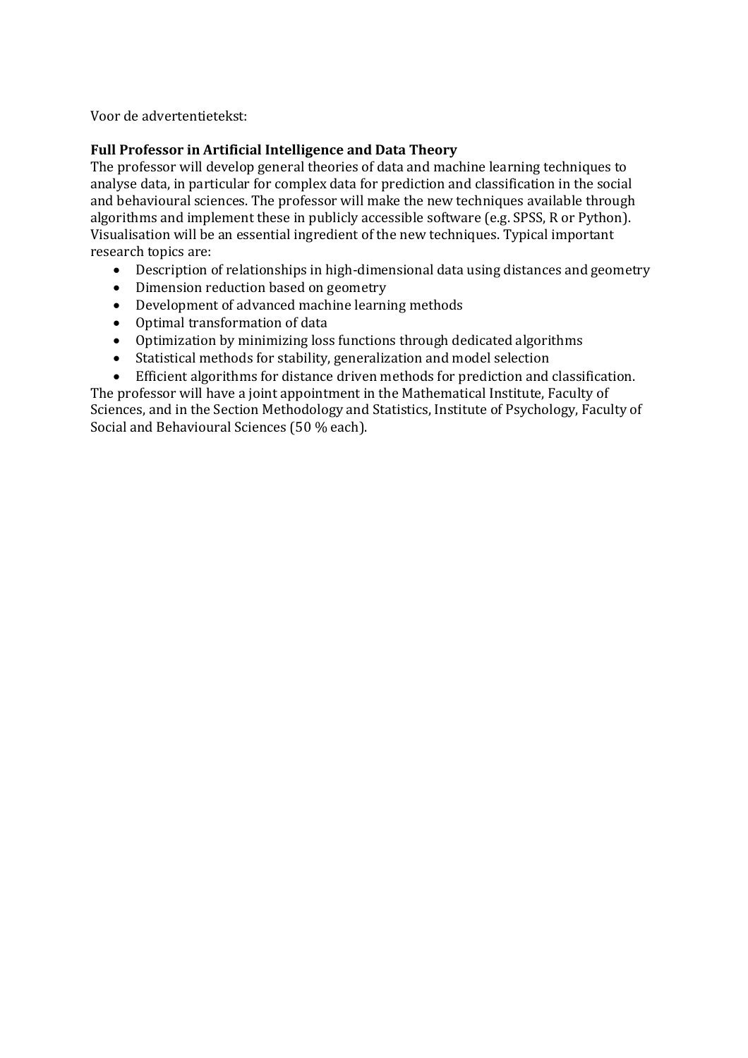Voor de advertentietekst:

**Full Professor in Artificial Intelligence and Data Theory**

The professor will develop general theories of data and machine learning techniques to analyse data, in particular for complex data for prediction and classification in the social and behavioural sciences. The professor will make the new techniques available through algorithms and implement these in publicly accessible software (e.g. SPSS, R or Python). Visualisation will be an essential ingredient of the new techniques. Typical important research topics are:

- Description of relationships in high-dimensional data using distances and geometry
- Dimension reduction based on geometry
- Development of advanced machine learning methods
- Optimal transformation of data
- Optimization by minimizing loss functions through dedicated algorithms
- Statistical methods for stability, generalization and model selection
- Efficient algorithms for distance driven methods for prediction and classification.

The professor will have a joint appointment in the Mathematical Institute, Faculty of Sciences, and in the Section Methodology and Statistics, Institute of Psychology, Faculty of Social and Behavioural Sciences (50 % each).